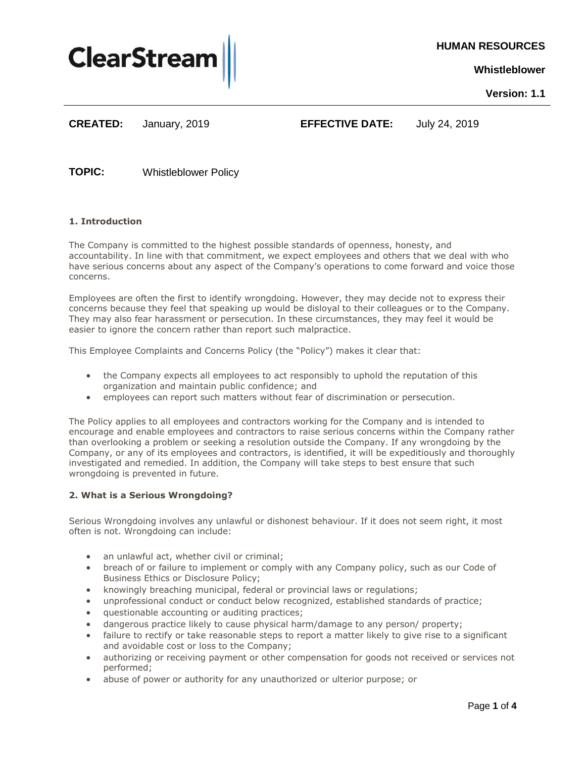**HUMAN RESOURCES**

**Whistleblower**

**Version: 1.1**

**CREATED:** January, 2019 **EFFECTIVE DATE:** July 24, 2019

**TOPIC:** Whistleblower Policy

## 1. Introduction

The Company is committed to the highest possible standards of openness, honesty, and accountability. In line with that commitment, we expect employees and others that we deal with who have serious concerns about any aspect of the Company's operations to come forward and voice those concerns.

Employees are often the first to identify wrongdoing. However, they may decide not to express their concerns because they feel that speaking up would be disloyal to their colleagues or to the Company. They may also fear harassment or persecution. In these circumstances, they may feel it would be easier to ignore the concern rather than report such malpractice.

This Employee Complaints and Concerns Policy (the "Policy") makes it clear that:

- the Company expects all employees to act responsibly to uphold the reputation of this organization and maintain public confidence; and
- employees can report such matters without fear of discrimination or persecution.

The Policy applies to all employees and contractors working for the Company and is intended to encourage and enable employees and contractors to raise serious concerns within the Company rather than overlooking a problem or seeking a resolution outside the Company. If any wrongdoing by the Company, or any of its employees and contractors, is identified, it will be expeditiously and thoroughly investigated and remedied. In addition, the Company will take steps to best ensure that such wrongdoing is prevented in future.

## 2. What is a Serious Wrongdoing?

Serious Wrongdoing involves any unlawful or dishonest behaviour. If it does not seem right, it most often is not. Wrongdoing can include:

- an unlawful act, whether civil or criminal;
- breach of or failure to implement or comply with any Company policy, such as our Code of Business Ethics or Disclosure Policy;
- knowingly breaching municipal, federal or provincial laws or regulations;
- unprofessional conduct or conduct below recognized, established standards of practice;
- questionable accounting or auditing practices;
- dangerous practice likely to cause physical harm/damage to any person/ property;
- failure to rectify or take reasonable steps to report a matter likely to give rise to a significant and avoidable cost or loss to the Company;
- authorizing or receiving payment or other compensation for goods not received or services not performed;
- abuse of power or authority for any unauthorized or ulterior purpose; or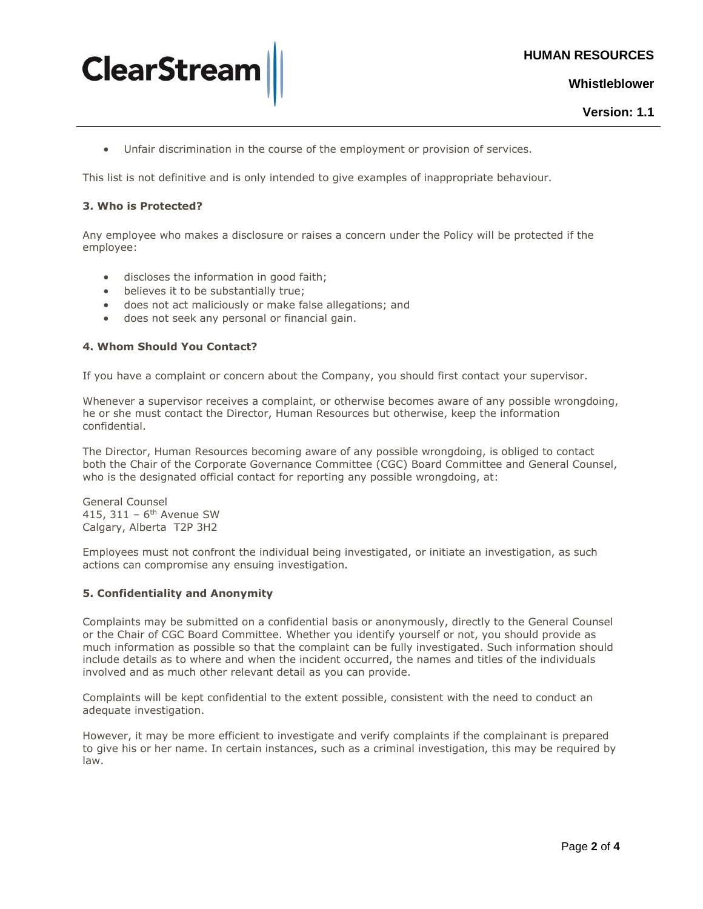- Unfair discrimination in the course of the employment or provision of services.

This list is not definitive and is only intended to give examples of inappropriate behaviour.

**3. Who is Protected?**

Any employee who makes a disclosure or raises a concern under the Policy will be protected if the employee:

- discloses the information in good faith;
- believes it to be substantially true;
- does not act maliciously or make false allegations; and
- does not seek any personal or financial gain.

**4. Whom Should You Contact?**

If you have a complaint or concern about the Company, you should first contact your supervisor.

Whenever a supervisor receives a complaint, or otherwise becomes aware of any possible wrongdoing, he or she must contact the Director, Human Resources but otherwise, keep the information confidential.

The Director, Human Resources becoming aware of any possible wrongdoing, is obliged to contact both the Chair of the Corporate Governance Committee (CGC) Board Committee and General Counsel, who is the designated official contact for reporting any possible wrongdoing, at:

General Counsel
415, 311 – 6th Avenue SW
Calgary, Alberta T2P 3H2

Employees must not confront the individual being investigated, or initiate an investigation, as such actions can compromise any ensuing investigation.

**5. Confidentiality and Anonymity**

Complaints may be submitted on a confidential basis or anonymously, directly to the General Counsel or the Chair of CGC Board Committee. Whether you identify yourself or not, you should provide as much information as possible so that the complaint can be fully investigated. Such information should include details as to where and when the incident occurred, the names and titles of the individuals involved and as much other relevant detail as you can provide.

Complaints will be kept confidential to the extent possible, consistent with the need to conduct an adequate investigation.

However, it may be more efficient to investigate and verify complaints if the complainant is prepared to give his or her name. In certain instances, such as a criminal investigation, this may be required by law.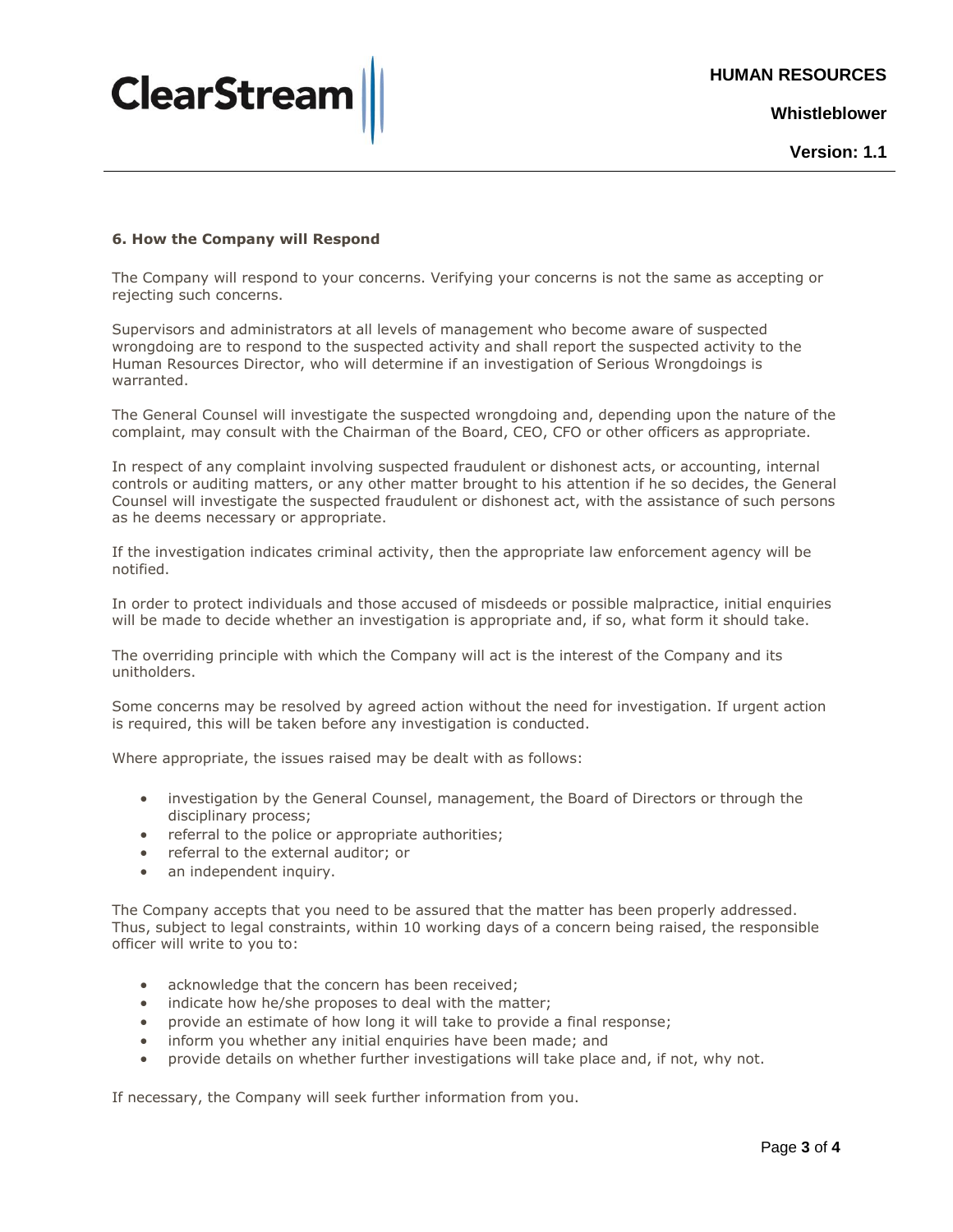**6. How the Company will Respond**

The Company will respond to your concerns. Verifying your concerns is not the same as accepting or rejecting such concerns.

Supervisors and administrators at all levels of management who become aware of suspected wrongdoing are to respond to the suspected activity and shall report the suspected activity to the Human Resources Director, who will determine if an investigation of Serious Wrongdoings is warranted.

The General Counsel will investigate the suspected wrongdoing and, depending upon the nature of the complaint, may consult with the Chairman of the Board, CEO, CFO or other officers as appropriate.

In respect of any complaint involving suspected fraudulent or dishonest acts, or accounting, internal controls or auditing matters, or any other matter brought to his attention if he so decides, the General Counsel will investigate the suspected fraudulent or dishonest act, with the assistance of such persons as he deems necessary or appropriate.

If the investigation indicates criminal activity, then the appropriate law enforcement agency will be notified.

In order to protect individuals and those accused of misdeeds or possible malpractice, initial enquiries will be made to decide whether an investigation is appropriate and, if so, what form it should take.

The overriding principle with which the Company will act is the interest of the Company and its unitholders.

Some concerns may be resolved by agreed action without the need for investigation. If urgent action is required, this will be taken before any investigation is conducted.

Where appropriate, the issues raised may be dealt with as follows:

- investigation by the General Counsel, management, the Board of Directors or through the disciplinary process;
- referral to the police or appropriate authorities;
- referral to the external auditor; or
- an independent inquiry.

The Company accepts that you need to be assured that the matter has been properly addressed. Thus, subject to legal constraints, within 10 working days of a concern being raised, the responsible officer will write to you to:

- acknowledge that the concern has been received;
- indicate how he/she proposes to deal with the matter;
- provide an estimate of how long it will take to provide a final response;
- inform you whether any initial enquiries have been made; and
- provide details on whether further investigations will take place and, if not, why not.

If necessary, the Company will seek further information from you.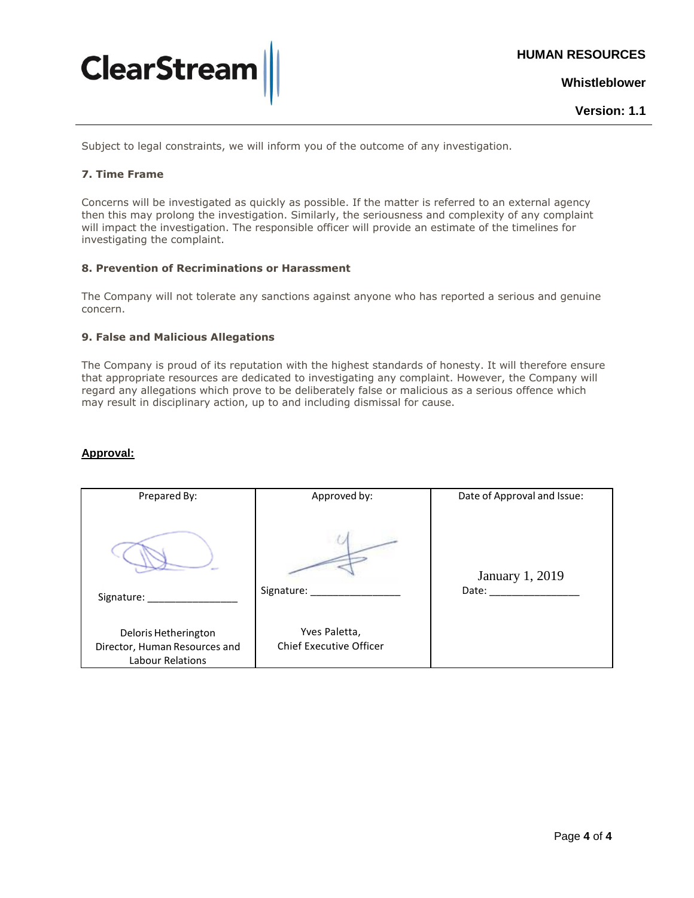Subject to legal constraints, we will inform you of the outcome of any investigation.

### 7. Time Frame

Concerns will be investigated as quickly as possible. If the matter is referred to an external agency then this may prolong the investigation. Similarly, the seriousness and complexity of any complaint will impact the investigation. The responsible officer will provide an estimate of the timelines for investigating the complaint.

### 8. Prevention of Recriminations or Harassment

The Company will not tolerate any sanctions against anyone who has reported a serious and genuine concern.

### 9. False and Malicious Allegations

The Company is proud of its reputation with the highest standards of honesty. It will therefore ensure that appropriate resources are dedicated to investigating any complaint. However, the Company will regard any allegations which prove to be deliberately false or malicious as a serious offence which may result in disciplinary action, up to and including dismissal for cause.

**Approval:**

| Prepared By: | Approved by: | Date of Approval and Issue: |
|---|---|---|
| Signature: ________________ | Signature: ________________ | Date: January 1, 2019 |
| Deloris Hetherington<br>Director, Human Resources and Labour Relations | Yves Paletta,<br>Chief Executive Officer | |